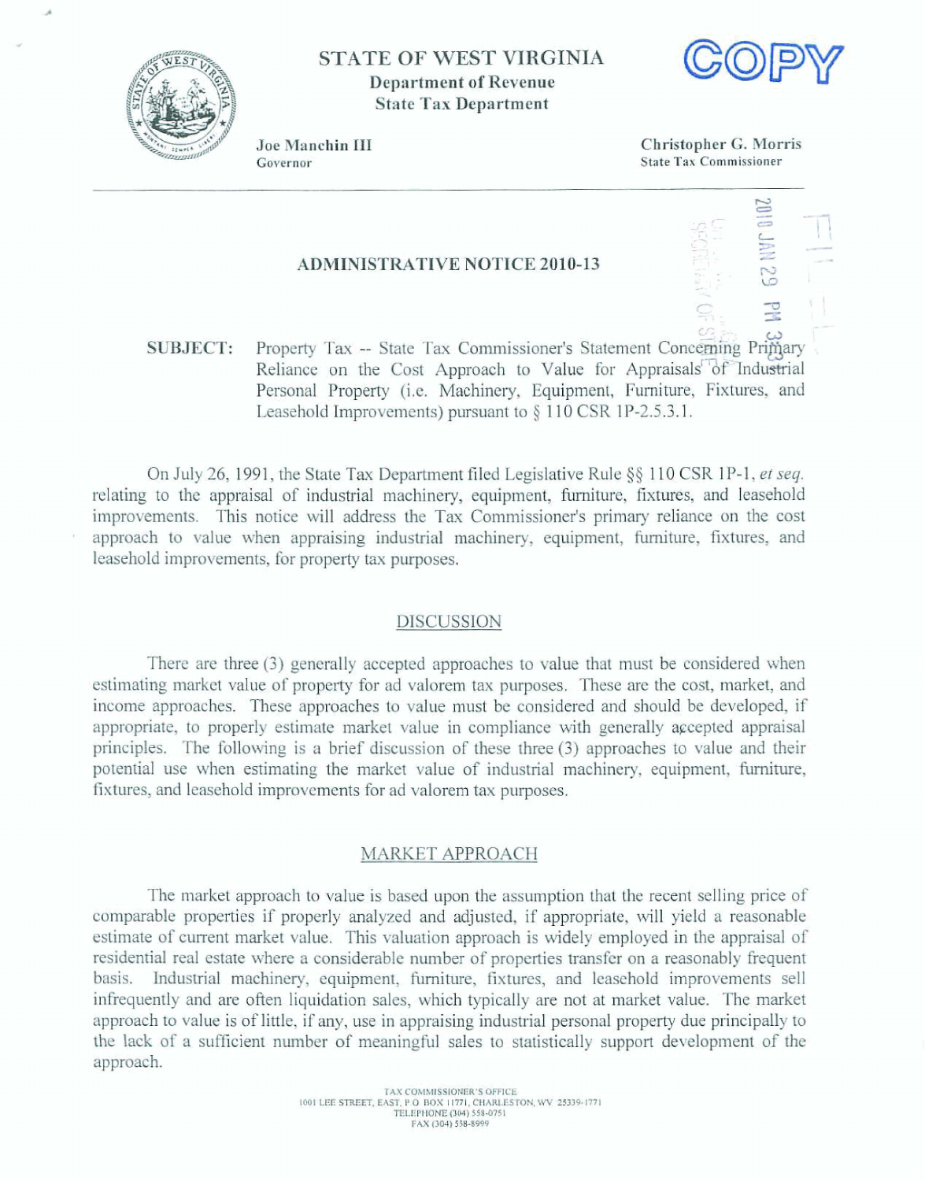STATE OF WEST VIRGINIA
**Department of Revenue**
**State Tax Department**

COPY

Joe Manchin III
Governor

Christopher G. Morris
State Tax Commissioner

2010 JAN 29 PM 3:23

## ADMINISTRATIVE NOTICE 2010-13

**SUBJECT:** Property Tax -- State Tax Commissioner's Statement Concerning Primary Reliance on the Cost Approach to Value for Appraisals of Industrial Personal Property (i.e. Machinery, Equipment, Furniture, Fixtures, and Leasehold Improvements) pursuant to § 110 CSR 1P-2.5.3.1.

On July 26, 1991, the State Tax Department filed Legislative Rule §§ 110 CSR 1P-1, *et seq.* relating to the appraisal of industrial machinery, equipment, furniture, fixtures, and leasehold improvements. This notice will address the Tax Commissioner's primary reliance on the cost approach to value when appraising industrial machinery, equipment, furniture, fixtures, and leasehold improvements, for property tax purposes.

### DISCUSSION

There are three (3) generally accepted approaches to value that must be considered when estimating market value of property for ad valorem tax purposes. These are the cost, market, and income approaches. These approaches to value must be considered and should be developed, if appropriate, to properly estimate market value in compliance with generally accepted appraisal principles. The following is a brief discussion of these three (3) approaches to value and their potential use when estimating the market value of industrial machinery, equipment, furniture, fixtures, and leasehold improvements for ad valorem tax purposes.

### MARKET APPROACH

The market approach to value is based upon the assumption that the recent selling price of comparable properties if properly analyzed and adjusted, if appropriate, will yield a reasonable estimate of current market value. This valuation approach is widely employed in the appraisal of residential real estate where a considerable number of properties transfer on a reasonably frequent basis. Industrial machinery, equipment, furniture, fixtures, and leasehold improvements sell infrequently and are often liquidation sales, which typically are not at market value. The market approach to value is of little, if any, use in appraising industrial personal property due principally to the lack of a sufficient number of meaningful sales to statistically support development of the approach.

TAX COMMISSIONER'S OFFICE
1001 LEE STREET, EAST, P.O. BOX 11771, CHARLESTON, WV 25339-1771
TELEPHONE (304) 558-0751
FAX (304) 558-8999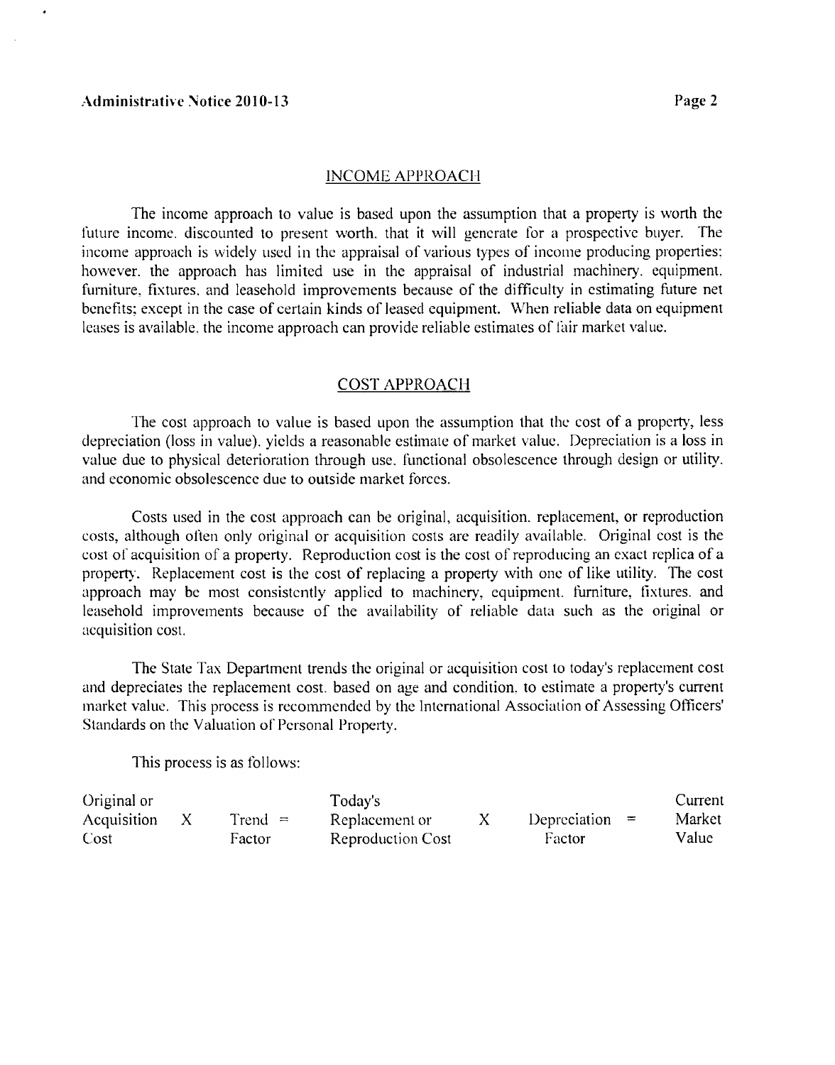## INCOME APPROACH

The income approach to value is based upon the assumption that a property is worth the future income, discounted to present worth, that it will generate for a prospective buyer. The income approach is widely used in the appraisal of various types of income producing properties; however, the approach has limited use in the appraisal of industrial machinery, equipment, furniture, fixtures, and leasehold improvements because of the difficulty in estimating future net benefits; except in the case of certain kinds of leased equipment. When reliable data on equipment leases is available, the income approach can provide reliable estimates of fair market value.

## COST APPROACH

The cost approach to value is based upon the assumption that the cost of a property, less depreciation (loss in value), yields a reasonable estimate of market value. Depreciation is a loss in value due to physical deterioration through use, functional obsolescence through design or utility, and economic obsolescence due to outside market forces.

Costs used in the cost approach can be original, acquisition, replacement, or reproduction costs, although often only original or acquisition costs are readily available. Original cost is the cost of acquisition of a property. Reproduction cost is the cost of reproducing an exact replica of a property. Replacement cost is the cost of replacing a property with one of like utility. The cost approach may be most consistently applied to machinery, equipment, furniture, fixtures, and leasehold improvements because of the availability of reliable data such as the original or acquisition cost.

The State Tax Department trends the original or acquisition cost to today's replacement cost and depreciates the replacement cost, based on age and condition, to estimate a property's current market value. This process is recommended by the International Association of Assessing Officers' Standards on the Valuation of Personal Property.

This process is as follows:

| Original or Acquisition Cost | X | Trend Factor | = | Today's Replacement or Reproduction Cost | X | Depreciation Factor | = | Current Market Value |
|---|---|---|---|---|---|---|---|---|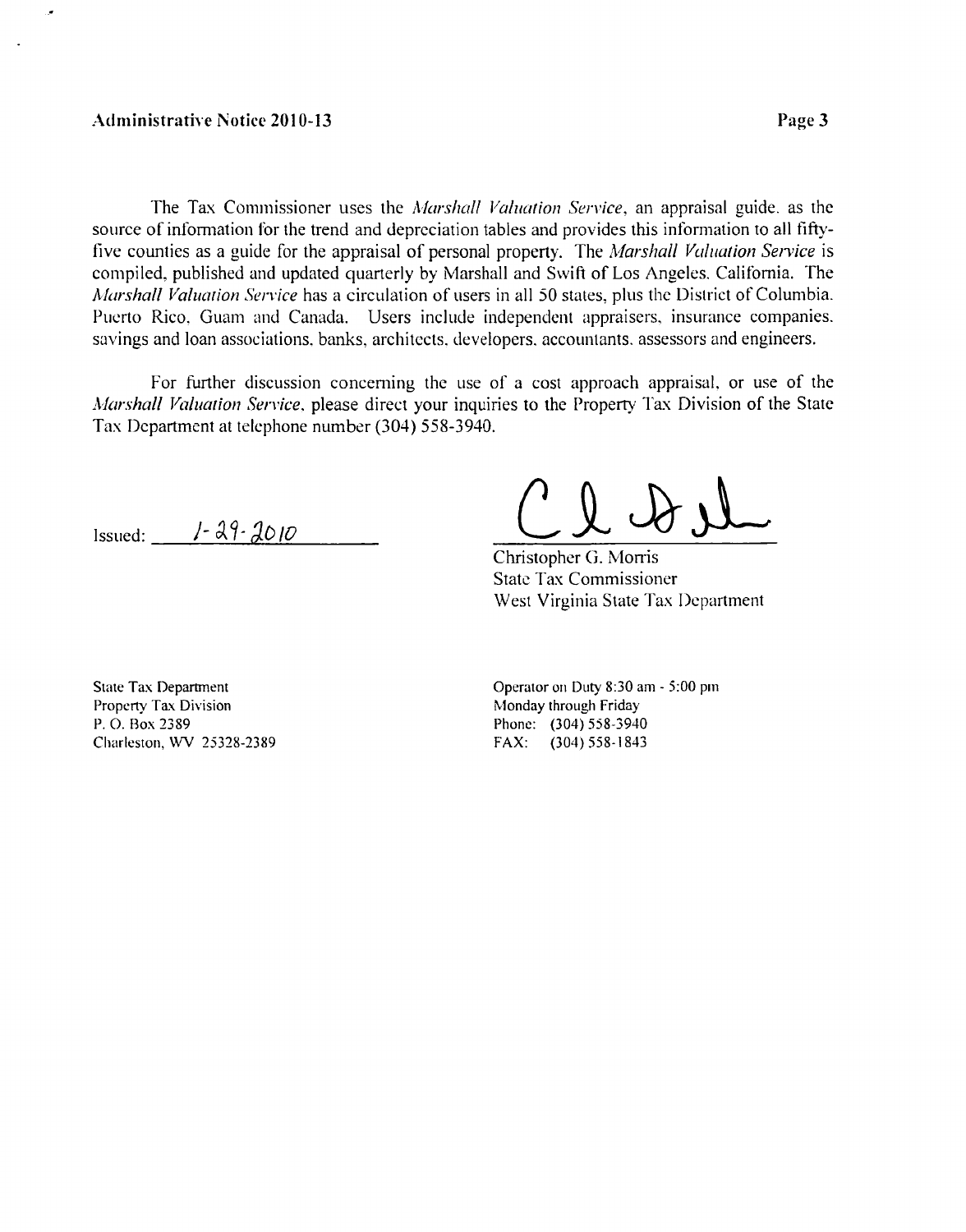The Tax Commissioner uses the *Marshall Valuation Service*, an appraisal guide, as the source of information for the trend and depreciation tables and provides this information to all fifty-five counties as a guide for the appraisal of personal property. The *Marshall Valuation Service* is compiled, published and updated quarterly by Marshall and Swift of Los Angeles, California. The *Marshall Valuation Service* has a circulation of users in all 50 states, plus the District of Columbia, Puerto Rico, Guam and Canada. Users include independent appraisers, insurance companies, savings and loan associations, banks, architects, developers, accountants, assessors and engineers.

For further discussion concerning the use of a cost approach appraisal, or use of the *Marshall Valuation Service*, please direct your inquiries to the Property Tax Division of the State Tax Department at telephone number (304) 558-3940.

Issued: 1-29-2010

Christopher G. Morris
State Tax Commissioner
West Virginia State Tax Department

State Tax Department
Property Tax Division
P. O. Box 2389
Charleston, WV 25328-2389

Operator on Duty 8:30 am - 5:00 pm
Monday through Friday
Phone: (304) 558-3940
FAX: (304) 558-1843